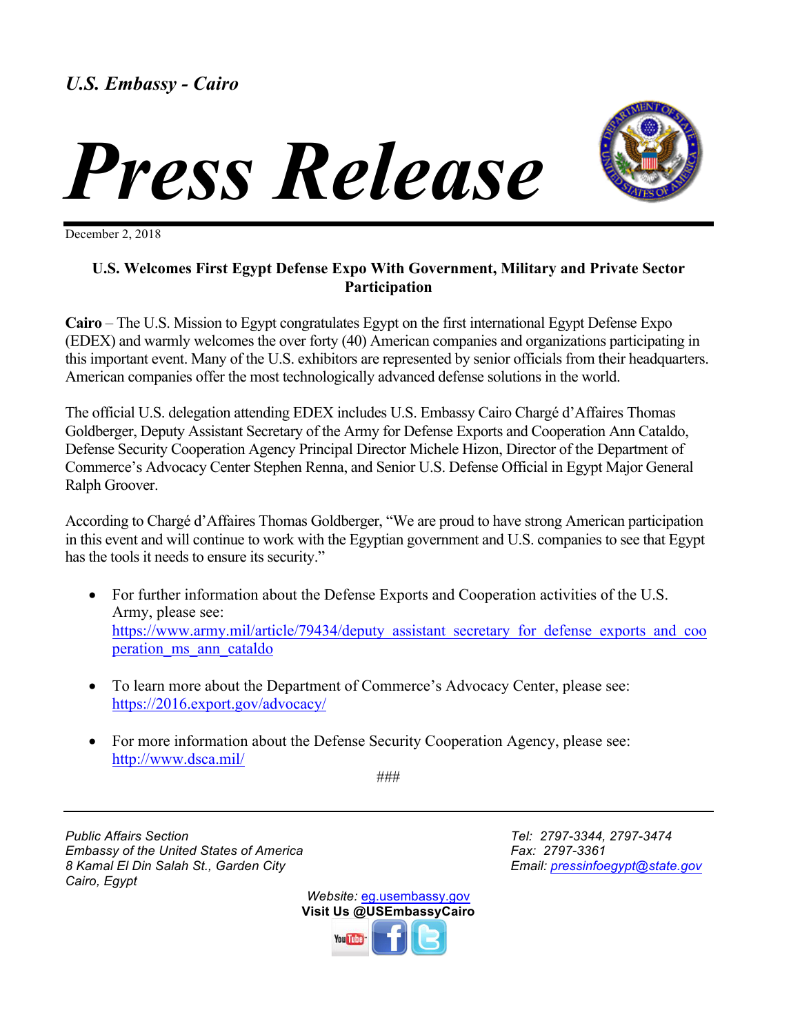*U.S. Embassy - Cairo*

# Press Release

December 2, 2018

**U.S. Welcomes First Egypt Defense Expo With Government, Military and Private Sector Participation**

**Cairo** – The U.S. Mission to Egypt congratulates Egypt on the first international Egypt Defense Expo (EDEX) and warmly welcomes the over forty (40) American companies and organizations participating in this important event. Many of the U.S. exhibitors are represented by senior officials from their headquarters. American companies offer the most technologically advanced defense solutions in the world.

The official U.S. delegation attending EDEX includes U.S. Embassy Cairo Chargé d'Affaires Thomas Goldberger, Deputy Assistant Secretary of the Army for Defense Exports and Cooperation Ann Cataldo, Defense Security Cooperation Agency Principal Director Michele Hizon, Director of the Department of Commerce's Advocacy Center Stephen Renna, and Senior U.S. Defense Official in Egypt Major General Ralph Groover.

According to Chargé d'Affaires Thomas Goldberger, "We are proud to have strong American participation in this event and will continue to work with the Egyptian government and U.S. companies to see that Egypt has the tools it needs to ensure its security."

- For further information about the Defense Exports and Cooperation activities of the U.S. Army, please see: https://www.army.mil/article/79434/deputy_assistant_secretary_for_defense_exports_and_cooperation_ms_ann_cataldo

- To learn more about the Department of Commerce's Advocacy Center, please see: https://2016.export.gov/advocacy/

- For more information about the Defense Security Cooperation Agency, please see: http://www.dsca.mil/

###

*Public Affairs Section*
*Embassy of the United States of America*
*8 Kamal El Din Salah St., Garden City*
*Cairo, Egypt*

*Tel: 2797-3344, 2797-3474*
*Fax: 2797-3361*
*Email: pressinfoegypt@state.gov*

*Website: eg.usembassy.gov*
**Visit Us @USEmbassyCairo**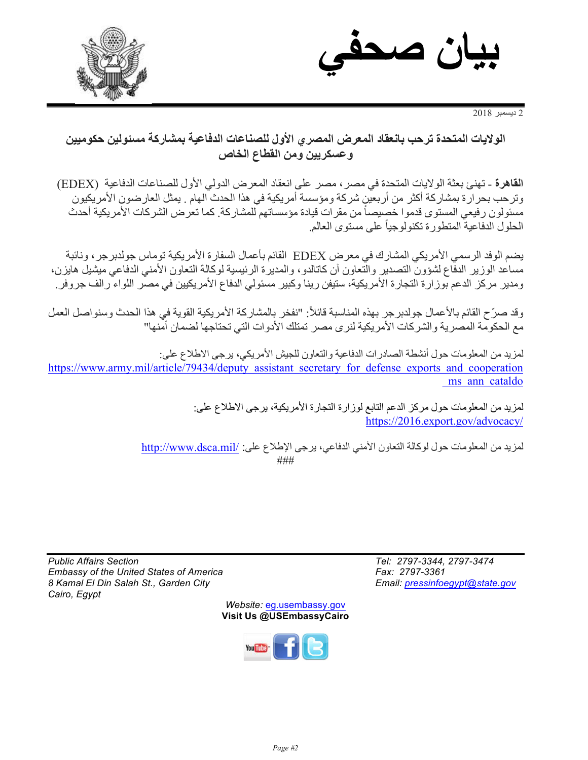# بيان صحفي

2 ديسمبر 2018

## الولايات المتحدة ترحب بانعقاد المعرض المصري الأول للصناعات الدفاعية بمشاركة مسئولين حكوميين وعسكريين ومن القطاع الخاص

**القاهرة** - تهنئ بعثة الولايات المتحدة في مصر، مصر على انعقاد المعرض الدولي الأول للصناعات الدفاعية (EDEX) وترحب بحرارة بمشاركة أكثر من أربعين شركة ومؤسسة أمريكية في هذا الحدث الهام. يمثل العارضون الأمريكيون مسئولون رفيعي المستوى قدموا خصيصاً من مقرات قيادة مؤسساتهم للمشاركة. كما تعرض الشركات الأمريكية أحدث الحلول الدفاعية المتطورة تكنولوجياً على مستوى العالم.

يضم الوفد الرسمي الأمريكي المشارك في معرض EDEX القائم بأعمال السفارة الأمريكية توماس جولدبرجر، ونائبة مساعد الوزير الدفاع لشؤون التصدير والتعاون آن كاتالدو، والمديرة الرئيسية لوكالة التعاون الأمني الدفاعي ميشيل هايزن، ومدير مركز الدعم بوزارة التجارة الأمريكية، ستيفن رينا وكبير مسئولي الدفاع الأمريكيين في مصر اللواء رالف جروفر.

وقد صرّح القائم بالأعمال جولدبرجر بهذه المناسبة قائلاً: "نفخر بالمشاركة الأمريكية القوية في هذا الحدث وسنواصل العمل مع الحكومة المصرية والشركات الأمريكية لنرى مصر تمتلك الأدوات التي تحتاجها لضمان أمنها"

لمزيد من المعلومات حول أنشطة الصادرات الدفاعية والتعاون للجيش الأمريكي، يرجى الاطلاع على:
https://www.army.mil/article/79434/deputy_assistant_secretary_for_defense_exports_and_cooperation_ms_ann_cataldo

لمزيد من المعلومات حول مركز الدعم التابع لوزارة التجارة الأمريكية، يرجى الاطلاع على:
https://2016.export.gov/advocacy/

لمزيد من المعلومات حول لوكالة التعاون الأمني الدفاعي، يرجى الإطلاع على: http://www.dsca.mil/

###

*Public Affairs Section*
*Embassy of the United States of America*
*8 Kamal El Din Salah St., Garden City*
*Cairo, Egypt*

*Tel: 2797-3344, 2797-3474*
*Fax: 2797-3361*
*Email: pressinfoegypt@state.gov*

*Website: eg.usembassy.gov*
**Visit Us @USEmbassyCairo**